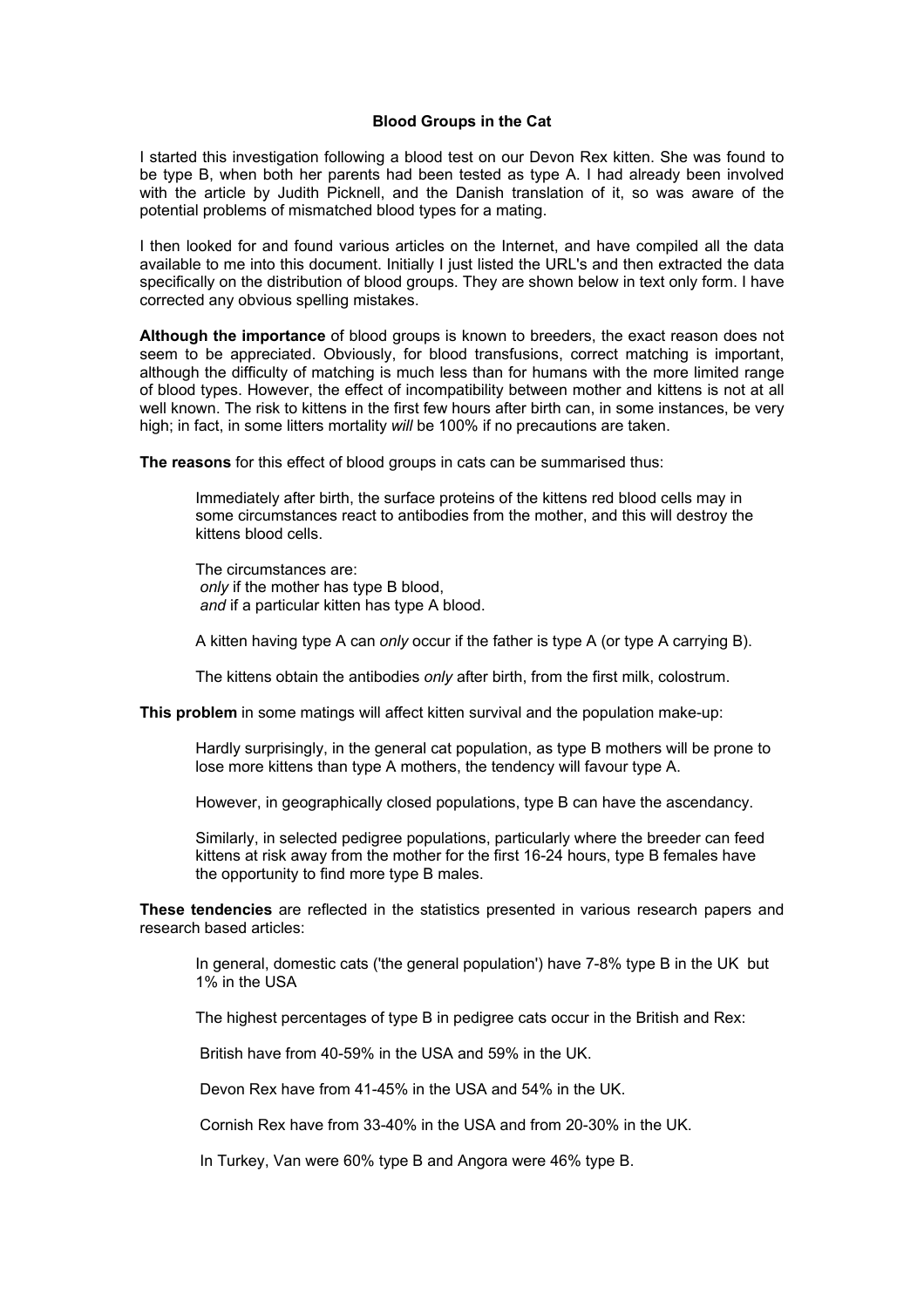# Blood Groups in the Cat

I started this investigation following a blood test on our Devon Rex kitten. She was found to be type B, when both her parents had been tested as type A. I had already been involved with the article by Judith Picknell, and the Danish translation of it, so was aware of the potential problems of mismatched blood types for a mating.

I then looked for and found various articles on the Internet, and have compiled all the data available to me into this document. Initially I just listed the URL's and then extracted the data specifically on the distribution of blood groups. They are shown below in text only form. I have corrected any obvious spelling mistakes.

**Although the importance** of blood groups is known to breeders, the exact reason does not seem to be appreciated. Obviously, for blood transfusions, correct matching is important, although the difficulty of matching is much less than for humans with the more limited range of blood types. However, the effect of incompatibility between mother and kittens is not at all well known. The risk to kittens in the first few hours after birth can, in some instances, be very high; in fact, in some litters mortality *will* be 100% if no precautions are taken.

**The reasons** for this effect of blood groups in cats can be summarised thus:

> Immediately after birth, the surface proteins of the kittens red blood cells may in some circumstances react to antibodies from the mother, and this will destroy the kittens blood cells.
>
> The circumstances are:
> *only* if the mother has type B blood,
> *and* if a particular kitten has type A blood.
>
> A kitten having type A can *only* occur if the father is type A (or type A carrying B).
>
> The kittens obtain the antibodies *only* after birth, from the first milk, colostrum.

**This problem** in some matings will affect kitten survival and the population make-up:

> Hardly surprisingly, in the general cat population, as type B mothers will be prone to lose more kittens than type A mothers, the tendency will favour type A.
>
> However, in geographically closed populations, type B can have the ascendancy.
>
> Similarly, in selected pedigree populations, particularly where the breeder can feed kittens at risk away from the mother for the first 16-24 hours, type B females have the opportunity to find more type B males.

**These tendencies** are reflected in the statistics presented in various research papers and research based articles:

> In general, domestic cats ('the general population') have 7-8% type B in the UK but 1% in the USA
>
> The highest percentages of type B in pedigree cats occur in the British and Rex:
>
> British have from 40-59% in the USA and 59% in the UK.
>
> Devon Rex have from 41-45% in the USA and 54% in the UK.
>
> Cornish Rex have from 33-40% in the USA and from 20-30% in the UK.
>
> In Turkey, Van were 60% type B and Angora were 46% type B.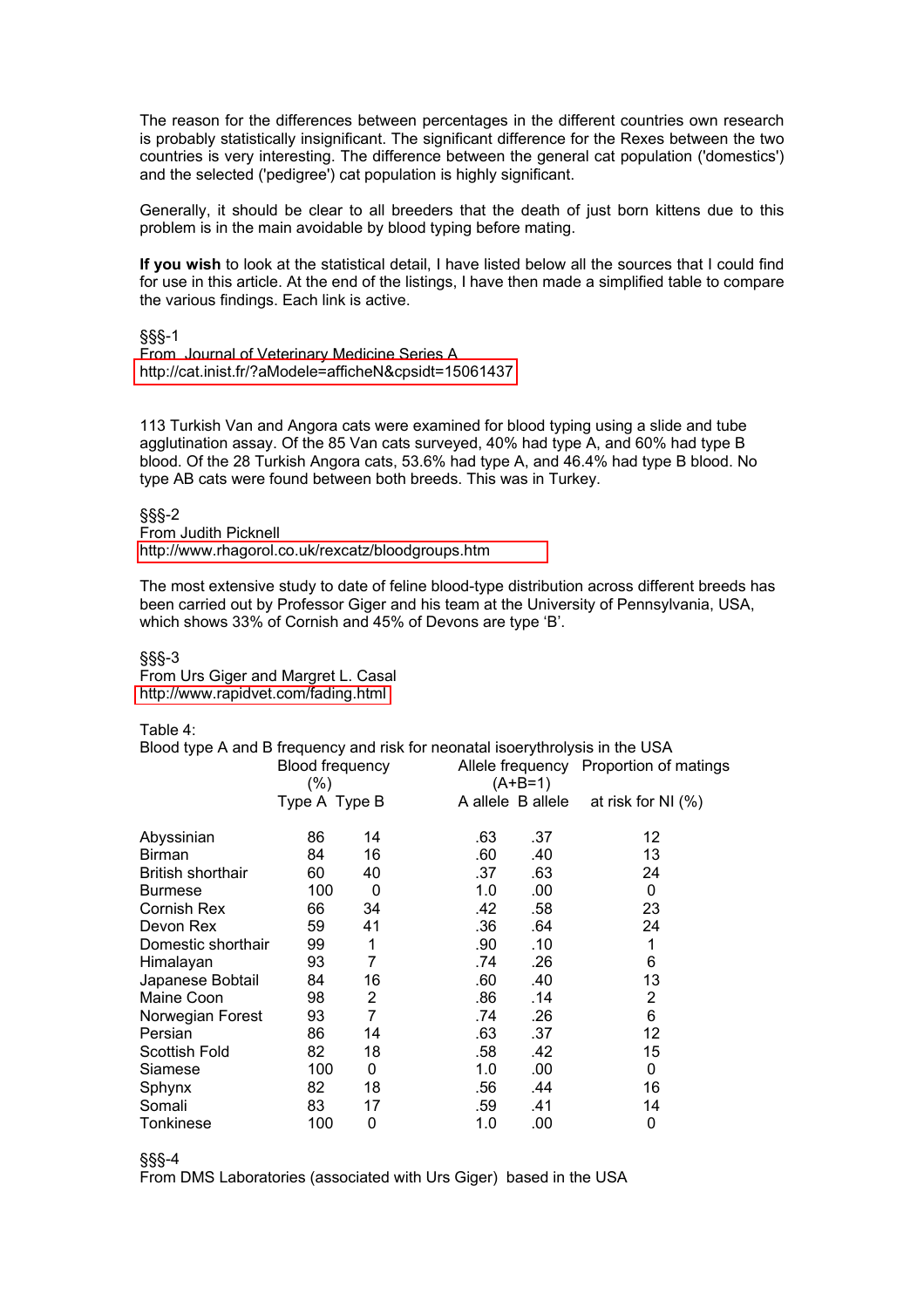The reason for the differences between percentages in the different countries own research is probably statistically insignificant. The significant difference for the Rexes between the two countries is very interesting. The difference between the general cat population ('domestics') and the selected ('pedigree') cat population is highly significant.

Generally, it should be clear to all breeders that the death of just born kittens due to this problem is in the main avoidable by blood typing before mating.

**If you wish** to look at the statistical detail, I have listed below all the sources that I could find for use in this article. At the end of the listings, I have then made a simplified table to compare the various findings. Each link is active.

§§§-1
From Journal of Veterinary Medicine Series A
http://cat.inist.fr/?aModele=afficheN&cpsidt=15061437

113 Turkish Van and Angora cats were examined for blood typing using a slide and tube agglutination assay. Of the 85 Van cats surveyed, 40% had type A, and 60% had type B blood. Of the 28 Turkish Angora cats, 53.6% had type A, and 46.4% had type B blood. No type AB cats were found between both breeds. This was in Turkey.

§§§-2
From Judith Picknell
http://www.rhagorol.co.uk/rexcatz/bloodgroups.htm

The most extensive study to date of feline blood-type distribution across different breeds has been carried out by Professor Giger and his team at the University of Pennsylvania, USA, which shows 33% of Cornish and 45% of Devons are type 'B'.

§§§-3
From Urs Giger and Margret L. Casal
http://www.rapidvet.com/fading.html

Table 4:
Blood type A and B frequency and risk for neonatal isoerythrolysis in the USA

| | Blood frequency (%) | | Allele frequency (A+B=1) | | Proportion of matings |
|---|---|---|---|---|---|
| | Type A | Type B | A allele | B allele | at risk for NI (%) |
| Abyssinian | 86 | 14 | .63 | .37 | 12 |
| Birman | 84 | 16 | .60 | .40 | 13 |
| British shorthair | 60 | 40 | .37 | .63 | 24 |
| Burmese | 100 | 0 | 1.0 | .00 | 0 |
| Cornish Rex | 66 | 34 | .42 | .58 | 23 |
| Devon Rex | 59 | 41 | .36 | .64 | 24 |
| Domestic shorthair | 99 | 1 | .90 | .10 | 1 |
| Himalayan | 93 | 7 | .74 | .26 | 6 |
| Japanese Bobtail | 84 | 16 | .60 | .40 | 13 |
| Maine Coon | 98 | 2 | .86 | .14 | 2 |
| Norwegian Forest | 93 | 7 | .74 | .26 | 6 |
| Persian | 86 | 14 | .63 | .37 | 12 |
| Scottish Fold | 82 | 18 | .58 | .42 | 15 |
| Siamese | 100 | 0 | 1.0 | .00 | 0 |
| Sphynx | 82 | 18 | .56 | .44 | 16 |
| Somali | 83 | 17 | .59 | .41 | 14 |
| Tonkinese | 100 | 0 | 1.0 | .00 | 0 |

§§§-4
From DMS Laboratories (associated with Urs Giger) based in the USA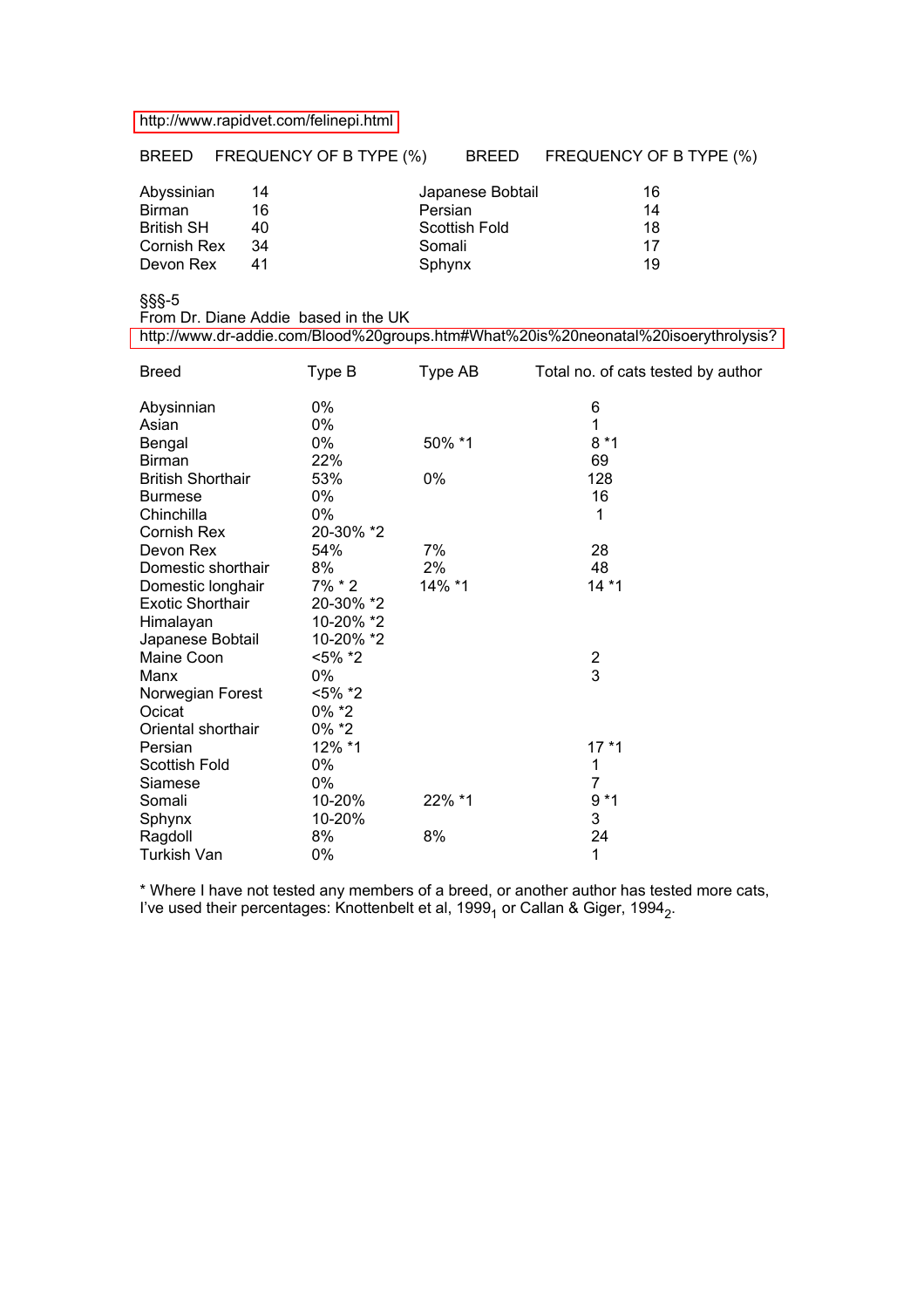http://www.rapidvet.com/felinepi.html

| BREED | FREQUENCY OF B TYPE (%) | BREED | FREQUENCY OF B TYPE (%) |
|---|---|---|---|
| Abyssinian | 14 | Japanese Bobtail | 16 |
| Birman | 16 | Persian | 14 |
| British SH | 40 | Scottish Fold | 18 |
| Cornish Rex | 34 | Somali | 17 |
| Devon Rex | 41 | Sphynx | 19 |

§§§-5
From Dr. Diane Addie based in the UK
http://www.dr-addie.com/Blood%20groups.htm#What%20is%20neonatal%20isoerythrolysis?

| Breed | Type B | Type AB | Total no. of cats tested by author |
|---|---|---|---|
| Abysinnian | 0% | | 6 |
| Asian | 0% | | 1 |
| Bengal | 0% | 50% *1 | 8 *1 |
| Birman | 22% | | 69 |
| British Shorthair | 53% | 0% | 128 |
| Burmese | 0% | | 16 |
| Chinchilla | 0% | | 1 |
| Cornish Rex | 20-30% *2 | | |
| Devon Rex | 54% | 7% | 28 |
| Domestic shorthair | 8% | 2% | 48 |
| Domestic longhair | 7% * 2 | 14% *1 | 14 *1 |
| Exotic Shorthair | 20-30% *2 | | |
| Himalayan | 10-20% *2 | | |
| Japanese Bobtail | 10-20% *2 | | |
| Maine Coon | <5% *2 | | 2 |
| Manx | 0% | | 3 |
| Norwegian Forest | <5% *2 | | |
| Ocicat | 0% *2 | | |
| Oriental shorthair | 0% *2 | | |
| Persian | 12% *1 | | 17 *1 |
| Scottish Fold | 0% | | 1 |
| Siamese | 0% | | 7 |
| Somali | 10-20% | 22% *1 | 9 *1 |
| Sphynx | 10-20% | | 3 |
| Ragdoll | 8% | 8% | 24 |
| Turkish Van | 0% | | 1 |

* Where I have not tested any members of a breed, or another author has tested more cats, I've used their percentages: Knottenbelt et al, $1999_1$ or Callan & Giger, $1994_2$.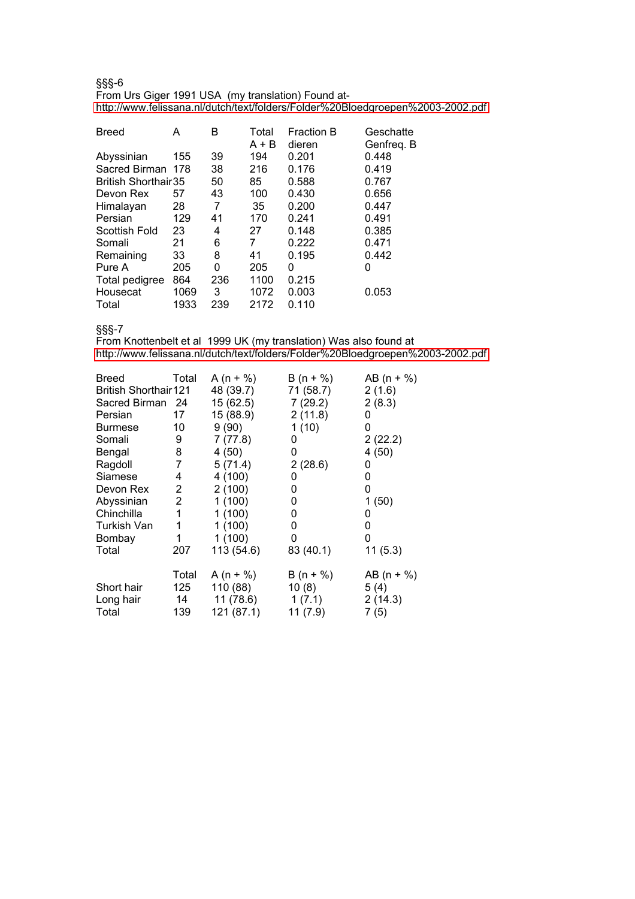§§§-6

From Urs Giger 1991 USA (my translation) Found at-

http://www.felissana.nl/dutch/text/folders/Folder%20Bloedgroepen%2003-2002.pdf

| Breed | A | B | Total A + B | Fraction B dieren | Geschatte Genfreq. B |
|---|---|---|---|---|---|
| Abyssinian | 155 | 39 | 194 | 0.201 | 0.448 |
| Sacred Birman | 178 | 38 | 216 | 0.176 | 0.419 |
| British Shorthair | 35 | 50 | 85 | 0.588 | 0.767 |
| Devon Rex | 57 | 43 | 100 | 0.430 | 0.656 |
| Himalayan | 28 | 7 | 35 | 0.200 | 0.447 |
| Persian | 129 | 41 | 170 | 0.241 | 0.491 |
| Scottish Fold | 23 | 4 | 27 | 0.148 | 0.385 |
| Somali | 21 | 6 | 7 | 0.222 | 0.471 |
| Remaining | 33 | 8 | 41 | 0.195 | 0.442 |
| Pure A | 205 | 0 | 205 | 0 | 0 |
| Total pedigree | 864 | 236 | 1100 | 0.215 | |
| Housecat | 1069 | 3 | 1072 | 0.003 | 0.053 |
| Total | 1933 | 239 | 2172 | 0.110 | |

§§§-7

From Knottenbelt et al 1999 UK (my translation) Was also found at

http://www.felissana.nl/dutch/text/folders/Folder%20Bloedgroepen%2003-2002.pdf

| Breed | Total | A (n + %) | B (n + %) | AB (n + %) |
|---|---|---|---|---|
| British Shorthair | 121 | 48 (39.7) | 71 (58.7) | 2 (1.6) |
| Sacred Birman | 24 | 15 (62.5) | 7 (29.2) | 2 (8.3) |
| Persian | 17 | 15 (88.9) | 2 (11.8) | 0 |
| Burmese | 10 | 9 (90) | 1 (10) | 0 |
| Somali | 9 | 7 (77.8) | 0 | 2 (22.2) |
| Bengal | 8 | 4 (50) | 0 | 4 (50) |
| Ragdoll | 7 | 5 (71.4) | 2 (28.6) | 0 |
| Siamese | 4 | 4 (100) | 0 | 0 |
| Devon Rex | 2 | 2 (100) | 0 | 0 |
| Abyssinian | 2 | 1 (100) | 0 | 1 (50) |
| Chinchilla | 1 | 1 (100) | 0 | 0 |
| Turkish Van | 1 | 1 (100) | 0 | 0 |
| Bombay | 1 | 1 (100) | 0 | 0 |
| Total | 207 | 113 (54.6) | 83 (40.1) | 11 (5.3) |

| | Total | A (n + %) | B (n + %) | AB (n + %) |
|---|---|---|---|---|
| Short hair | 125 | 110 (88) | 10 (8) | 5 (4) |
| Long hair | 14 | 11 (78.6) | 1 (7.1) | 2 (14.3) |
| Total | 139 | 121 (87.1) | 11 (7.9) | 7 (5) |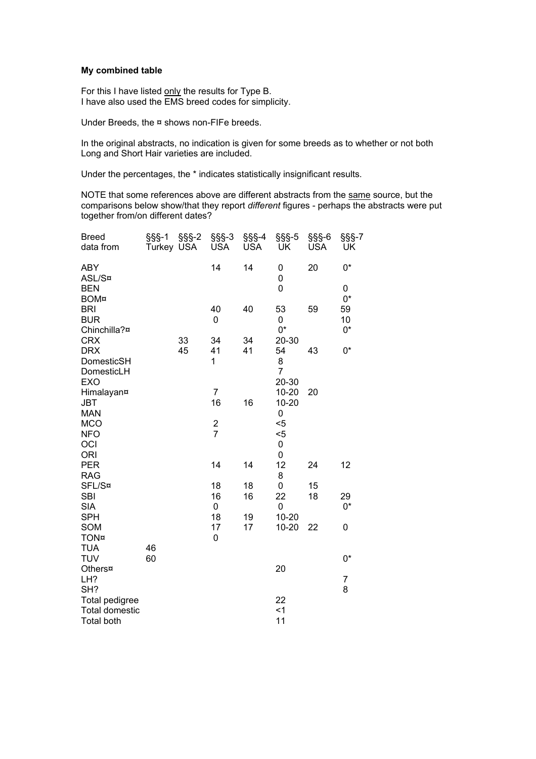**My combined table**

For this I have listed <u>only</u> the results for Type B.
I have also used the EMS breed codes for simplicity.

Under Breeds, the ¤ shows non-FIFe breeds.

In the original abstracts, no indication is given for some breeds as to whether or not both Long and Short Hair varieties are included.

Under the percentages, the * indicates statistically insignificant results.

NOTE that some references above are different abstracts from the <u>same</u> source, but the comparisons below show/that they report *different* figures - perhaps the abstracts were put together from/on different dates?

| Breed<br>data from | §§§-1<br>Turkey | §§§-2<br>USA | §§§-3<br>USA | §§§-4<br>USA | §§§-5<br>UK | §§§-6<br>USA | §§§-7<br>UK |
|---|---|---|---|---|---|---|---|
| ABY | | | 14 | 14 | 0 | 20 | 0* |
| ASL/S¤ | | | | | 0 | | |
| BEN | | | | | 0 | | 0 |
| BOM¤ | | | | | | | 0* |
| BRI | | | 40 | 40 | 53 | 59 | 59 |
| BUR | | | 0 | | 0 | | 10 |
| Chinchilla?¤ | | | | | 0* | | 0* |
| CRX | | 33 | 34 | 34 | 20-30 | | |
| DRX | | 45 | 41 | 41 | 54 | 43 | 0* |
| DomesticSH | | | 1 | | 8 | | |
| DomesticLH | | | | | 7 | | |
| EXO | | | | | 20-30 | | |
| Himalayan¤ | | | 7 | | 10-20 | 20 | |
| JBT | | | 16 | 16 | 10-20 | | |
| MAN | | | | | 0 | | |
| MCO | | | 2 | | <5 | | |
| NFO | | | 7 | | <5 | | |
| OCI | | | | | 0 | | |
| ORI | | | | | 0 | | |
| PER | | | 14 | 14 | 12 | 24 | 12 |
| RAG | | | | | 8 | | |
| SFL/S¤ | | | 18 | 18 | 0 | 15 | |
| SBI | | | 16 | 16 | 22 | 18 | 29 |
| SIA | | | 0 | | 0 | | 0* |
| SPH | | | 18 | 19 | 10-20 | | |
| SOM | | | 17 | 17 | 10-20 | 22 | 0 |
| TON¤ | | | 0 | | | | |
| TUA | 46 | | | | | | |
| TUV | 60 | | | | | | 0* |
| Others¤ | | | | | 20 | | |
| LH? | | | | | | | 7 |
| SH? | | | | | | | 8 |
| Total pedigree | | | | | 22 | | |
| Total domestic | | | | | <1 | | |
| Total both | | | | | 11 | | |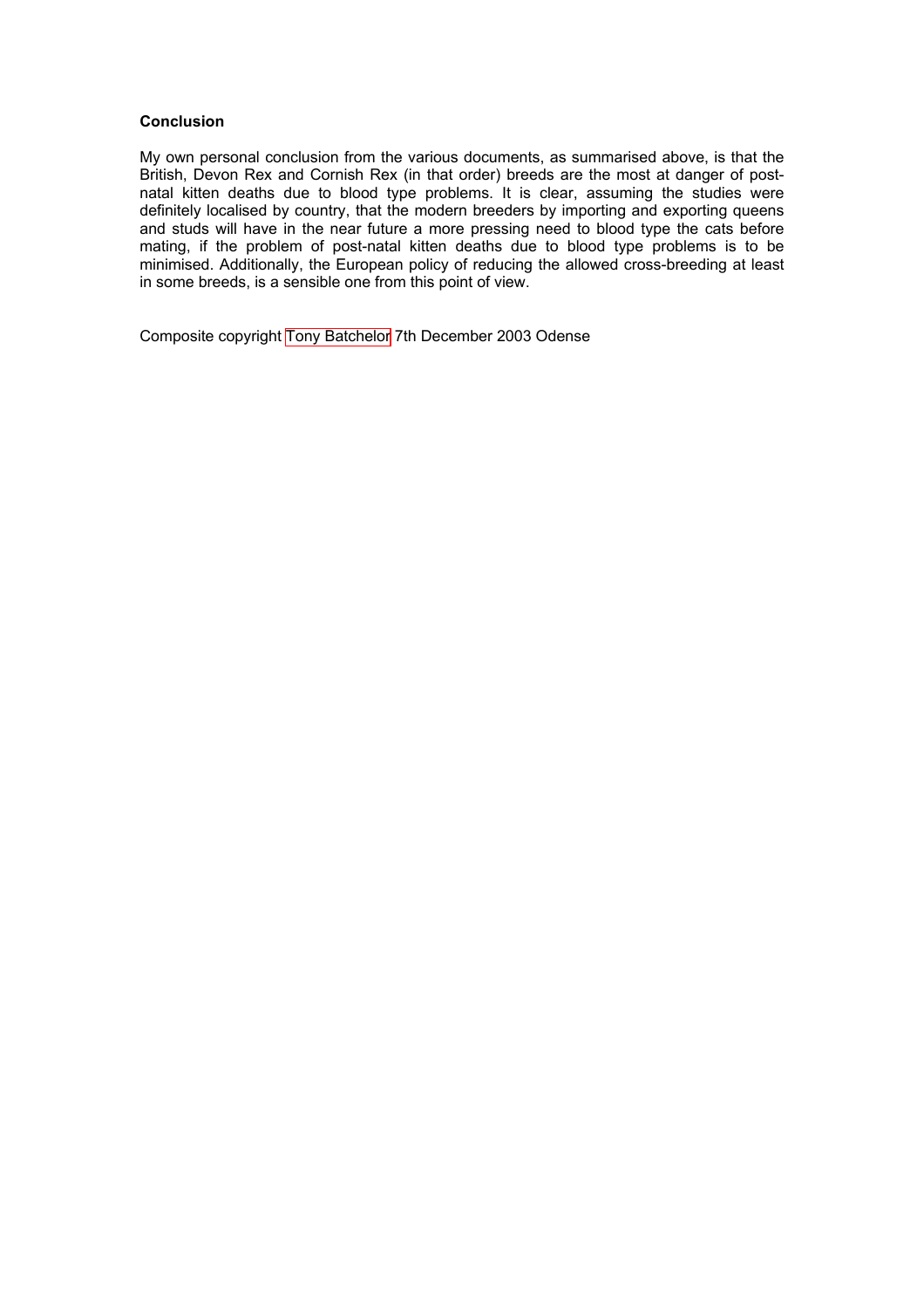**Conclusion**

My own personal conclusion from the various documents, as summarised above, is that the British, Devon Rex and Cornish Rex (in that order) breeds are the most at danger of post-natal kitten deaths due to blood type problems. It is clear, assuming the studies were definitely localised by country, that the modern breeders by importing and exporting queens and studs will have in the near future a more pressing need to blood type the cats before mating, if the problem of post-natal kitten deaths due to blood type problems is to be minimised. Additionally, the European policy of reducing the allowed cross-breeding at least in some breeds, is a sensible one from this point of view.

Composite copyright Tony Batchelor 7th December 2003 Odense